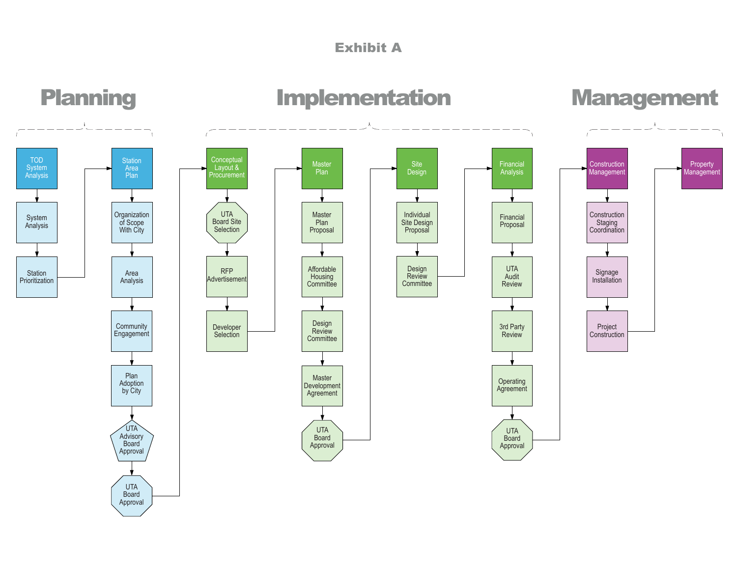# Exhibit A

## Planning

- TOD System Analysis
  - System Analysis
  - Station Prioritization
- Station Area Plan
  - Organization of Scope With City
  - Area Analysis
  - Community Engagement
  - Plan Adoption by City
  - UTA Advisory Board Approval
  - UTA Board Approval

## Implementation

- Conceptual Layout & Procurement
  - UTA Board Site Selection
  - RFP Advertisement
  - Developer Selection
- Master Plan
  - Master Plan Proposal
  - Affordable Housing Committee
  - Design Review Committee
  - Master Development Agreement
  - UTA Board Approval
- Site Design
  - Individual Site Design Proposal
  - Design Review Committee
- Financial Analysis
  - Financial Proposal
  - UTA Audit Review
  - 3rd Party Review
  - Operating Agreement
  - UTA Board Approval

## Management

- Construction Management
  - Construction Staging Coordination
  - Signage Installation
  - Project Construction
- Property Management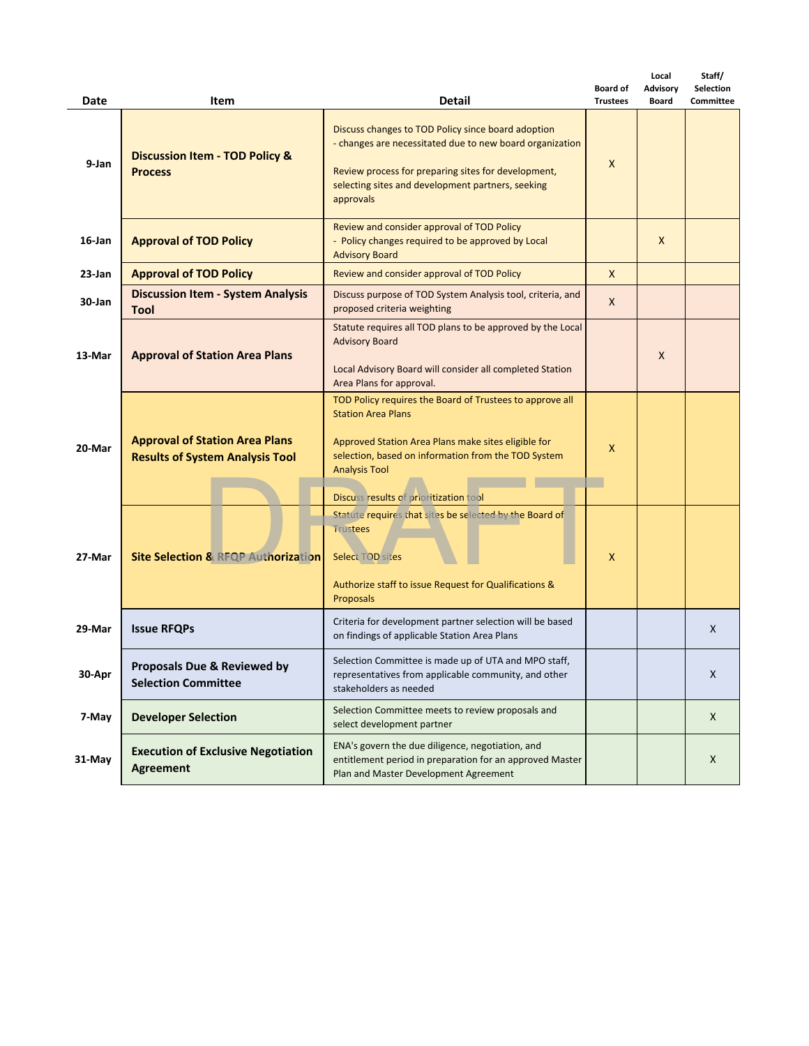| Date | Item | Detail | Board of Trustees | Local Advisory Board | Staff/ Selection Committee |
|---|---|---|---|---|---|
| 9-Jan | **Discussion Item - TOD Policy & Process** | Discuss changes to TOD Policy since board adoption<br>- changes are necessitated due to new board organization<br><br>Review process for preparing sites for development, selecting sites and development partners, seeking approvals | X | | |
| 16-Jan | **Approval of TOD Policy** | Review and consider approval of TOD Policy<br>- Policy changes required to be approved by Local Advisory Board | | X | |
| 23-Jan | **Approval of TOD Policy** | Review and consider approval of TOD Policy | X | | |
| 30-Jan | **Discussion Item - System Analysis Tool** | Discuss purpose of TOD System Analysis tool, criteria, and proposed criteria weighting | X | | |
| 13-Mar | **Approval of Station Area Plans** | Statute requires all TOD plans to be approved by the Local Advisory Board<br><br>Local Advisory Board will consider all completed Station Area Plans for approval. | | X | |
| 20-Mar | **Approval of Station Area Plans**<br>**Results of System Analysis Tool** | TOD Policy requires the Board of Trustees to approve all Station Area Plans<br><br>Approved Station Area Plans make sites eligible for selection, based on information from the TOD System Analysis Tool<br><br>Discuss results of prioritization tool | X | | |
| 27-Mar | **Site Selection & RFQP Authorization** | Statute requires that sites be selected by the Board of Trustees<br><br>Select TOD sites<br><br>Authorize staff to issue Request for Qualifications & Proposals | X | | |
| 29-Mar | **Issue RFQPs** | Criteria for development partner selection will be based on findings of applicable Station Area Plans | | | X |
| 30-Apr | **Proposals Due & Reviewed by Selection Committee** | Selection Committee is made up of UTA and MPO staff, representatives from applicable community, and other stakeholders as needed | | | X |
| 7-May | **Developer Selection** | Selection Committee meets to review proposals and select development partner | | | X |
| 31-May | **Execution of Exclusive Negotiation Agreement** | ENA's govern the due diligence, negotiation, and entitlement period in preparation for an approved Master Plan and Master Development Agreement | | | X |

DRAFT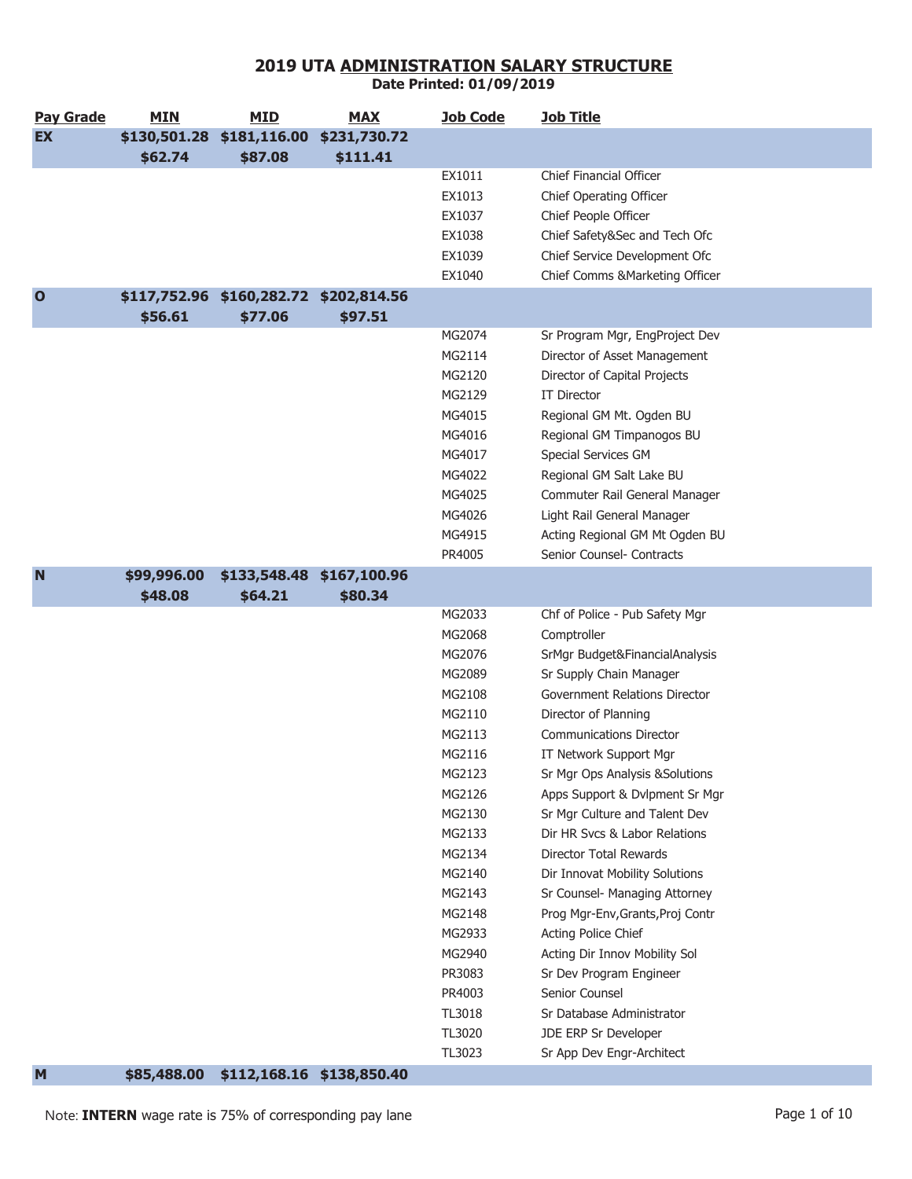# 2019 UTA ADMINISTRATION SALARY STRUCTURE

**Date Printed: 01/09/2019**

| Pay Grade | MIN | MID | MAX | Job Code | Job Title |
|---|---|---|---|---|---|
| **EX** | **$130,501.28** | **$181,116.00** | **$231,730.72** | | |
| | **$62.74** | **$87.08** | **$111.41** | | |
| | | | | EX1011 | Chief Financial Officer |
| | | | | EX1013 | Chief Operating Officer |
| | | | | EX1037 | Chief People Officer |
| | | | | EX1038 | Chief Safety&Sec and Tech Ofc |
| | | | | EX1039 | Chief Service Development Ofc |
| | | | | EX1040 | Chief Comms &Marketing Officer |
| **O** | **$117,752.96** | **$160,282.72** | **$202,814.56** | | |
| | **$56.61** | **$77.06** | **$97.51** | | |
| | | | | MG2074 | Sr Program Mgr, EngProject Dev |
| | | | | MG2114 | Director of Asset Management |
| | | | | MG2120 | Director of Capital Projects |
| | | | | MG2129 | IT Director |
| | | | | MG4015 | Regional GM Mt. Ogden BU |
| | | | | MG4016 | Regional GM Timpanogos BU |
| | | | | MG4017 | Special Services GM |
| | | | | MG4022 | Regional GM Salt Lake BU |
| | | | | MG4025 | Commuter Rail General Manager |
| | | | | MG4026 | Light Rail General Manager |
| | | | | MG4915 | Acting Regional GM Mt Ogden BU |
| | | | | PR4005 | Senior Counsel- Contracts |
| **N** | **$99,996.00** | **$133,548.48** | **$167,100.96** | | |
| | **$48.08** | **$64.21** | **$80.34** | | |
| | | | | MG2033 | Chf of Police - Pub Safety Mgr |
| | | | | MG2068 | Comptroller |
| | | | | MG2076 | SrMgr Budget&FinancialAnalysis |
| | | | | MG2089 | Sr Supply Chain Manager |
| | | | | MG2108 | Government Relations Director |
| | | | | MG2110 | Director of Planning |
| | | | | MG2113 | Communications Director |
| | | | | MG2116 | IT Network Support Mgr |
| | | | | MG2123 | Sr Mgr Ops Analysis &Solutions |
| | | | | MG2126 | Apps Support & Dvlpment Sr Mgr |
| | | | | MG2130 | Sr Mgr Culture and Talent Dev |
| | | | | MG2133 | Dir HR Svcs & Labor Relations |
| | | | | MG2134 | Director Total Rewards |
| | | | | MG2140 | Dir Innovat Mobility Solutions |
| | | | | MG2143 | Sr Counsel- Managing Attorney |
| | | | | MG2148 | Prog Mgr-Env,Grants,Proj Contr |
| | | | | MG2933 | Acting Police Chief |
| | | | | MG2940 | Acting Dir Innov Mobility Sol |
| | | | | PR3083 | Sr Dev Program Engineer |
| | | | | PR4003 | Senior Counsel |
| | | | | TL3018 | Sr Database Administrator |
| | | | | TL3020 | JDE ERP Sr Developer |
| | | | | TL3023 | Sr App Dev Engr-Architect |
| **M** | **$85,488.00** | **$112,168.16** | **$138,850.40** | | |

Note: **INTERN** wage rate is 75% of corresponding pay lane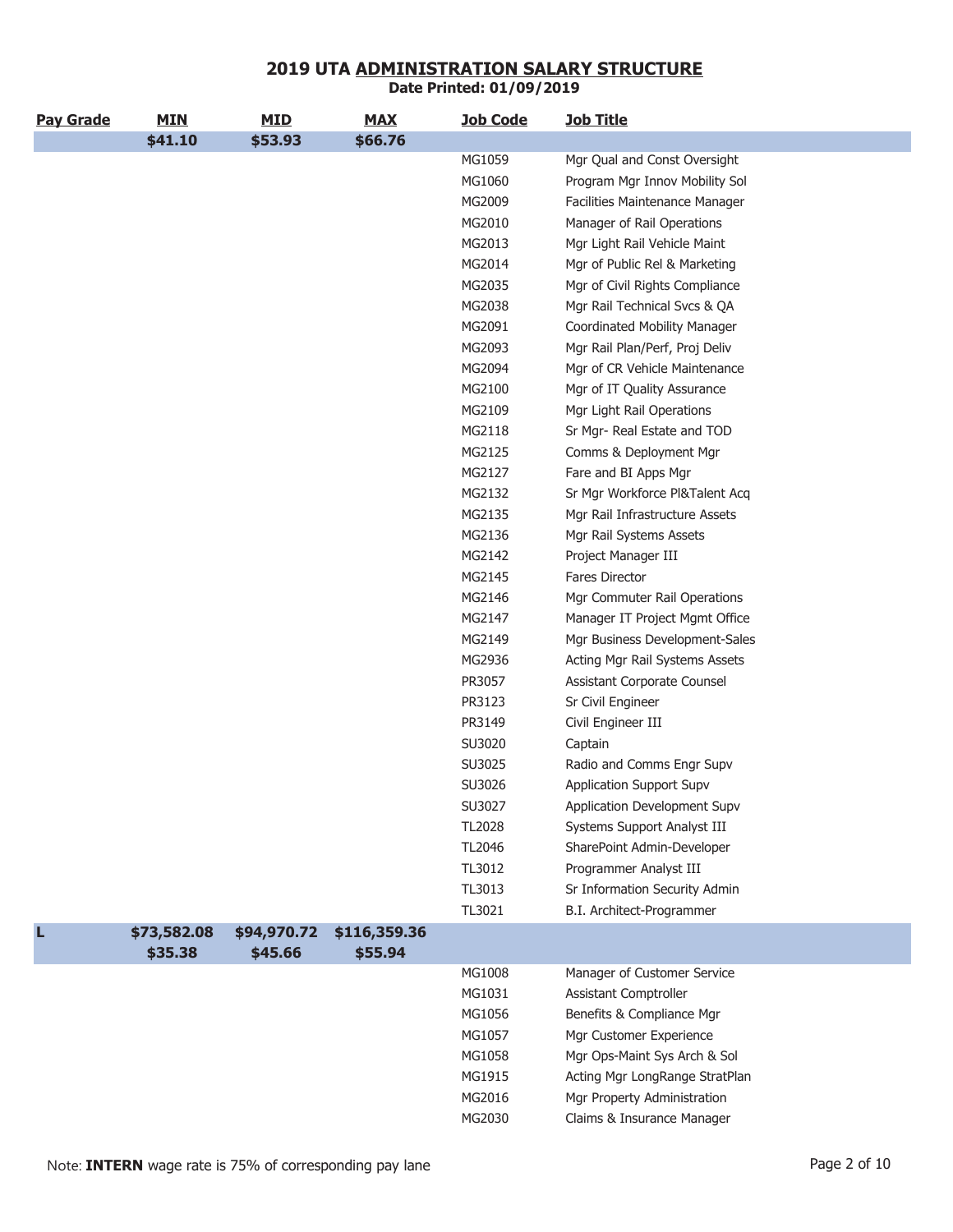# 2019 UTA ADMINISTRATION SALARY STRUCTURE

**Date Printed: 01/09/2019**

| Pay Grade | MIN | MID | MAX | Job Code | Job Title |
|---|---|---|---|---|---|
| | **$41.10** | **$53.93** | **$66.76** | | |
| | | | | MG1059 | Mgr Qual and Const Oversight |
| | | | | MG1060 | Program Mgr Innov Mobility Sol |
| | | | | MG2009 | Facilities Maintenance Manager |
| | | | | MG2010 | Manager of Rail Operations |
| | | | | MG2013 | Mgr Light Rail Vehicle Maint |
| | | | | MG2014 | Mgr of Public Rel & Marketing |
| | | | | MG2035 | Mgr of Civil Rights Compliance |
| | | | | MG2038 | Mgr Rail Technical Svcs & QA |
| | | | | MG2091 | Coordinated Mobility Manager |
| | | | | MG2093 | Mgr Rail Plan/Perf, Proj Deliv |
| | | | | MG2094 | Mgr of CR Vehicle Maintenance |
| | | | | MG2100 | Mgr of IT Quality Assurance |
| | | | | MG2109 | Mgr Light Rail Operations |
| | | | | MG2118 | Sr Mgr- Real Estate and TOD |
| | | | | MG2125 | Comms & Deployment Mgr |
| | | | | MG2127 | Fare and BI Apps Mgr |
| | | | | MG2132 | Sr Mgr Workforce Pl&Talent Acq |
| | | | | MG2135 | Mgr Rail Infrastructure Assets |
| | | | | MG2136 | Mgr Rail Systems Assets |
| | | | | MG2142 | Project Manager III |
| | | | | MG2145 | Fares Director |
| | | | | MG2146 | Mgr Commuter Rail Operations |
| | | | | MG2147 | Manager IT Project Mgmt Office |
| | | | | MG2149 | Mgr Business Development-Sales |
| | | | | MG2936 | Acting Mgr Rail Systems Assets |
| | | | | PR3057 | Assistant Corporate Counsel |
| | | | | PR3123 | Sr Civil Engineer |
| | | | | PR3149 | Civil Engineer III |
| | | | | SU3020 | Captain |
| | | | | SU3025 | Radio and Comms Engr Supv |
| | | | | SU3026 | Application Support Supv |
| | | | | SU3027 | Application Development Supv |
| | | | | TL2028 | Systems Support Analyst III |
| | | | | TL2046 | SharePoint Admin-Developer |
| | | | | TL3012 | Programmer Analyst III |
| | | | | TL3013 | Sr Information Security Admin |
| | | | | TL3021 | B.I. Architect-Programmer |
| **L** | **$73,582.08** | **$94,970.72** | **$116,359.36** | | |
| | **$35.38** | **$45.66** | **$55.94** | | |
| | | | | MG1008 | Manager of Customer Service |
| | | | | MG1031 | Assistant Comptroller |
| | | | | MG1056 | Benefits & Compliance Mgr |
| | | | | MG1057 | Mgr Customer Experience |
| | | | | MG1058 | Mgr Ops-Maint Sys Arch & Sol |
| | | | | MG1915 | Acting Mgr LongRange StratPlan |
| | | | | MG2016 | Mgr Property Administration |
| | | | | MG2030 | Claims & Insurance Manager |

Note: **INTERN** wage rate is 75% of corresponding pay lane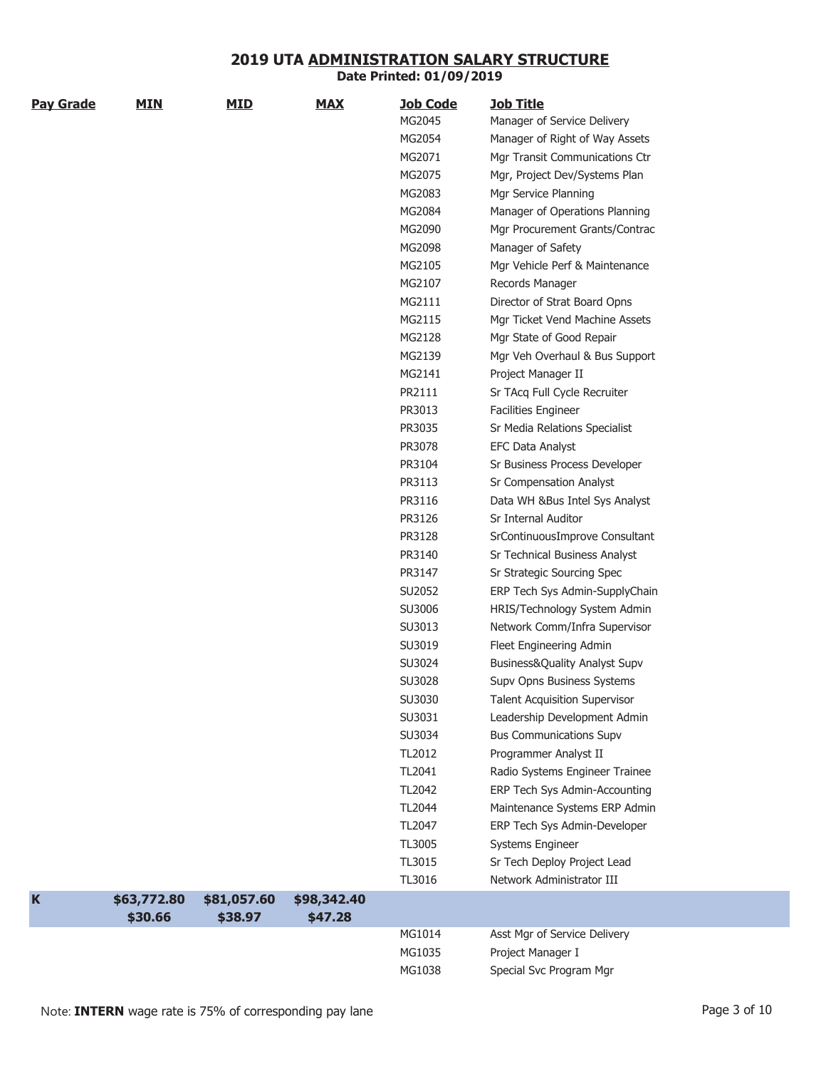# 2019 UTA ADMINISTRATION SALARY STRUCTURE

**Date Printed: 01/09/2019**

| Pay Grade | MIN | MID | MAX | Job Code | Job Title |
|---|---|---|---|---|---|
| | | | | MG2045 | Manager of Service Delivery |
| | | | | MG2054 | Manager of Right of Way Assets |
| | | | | MG2071 | Mgr Transit Communications Ctr |
| | | | | MG2075 | Mgr, Project Dev/Systems Plan |
| | | | | MG2083 | Mgr Service Planning |
| | | | | MG2084 | Manager of Operations Planning |
| | | | | MG2090 | Mgr Procurement Grants/Contrac |
| | | | | MG2098 | Manager of Safety |
| | | | | MG2105 | Mgr Vehicle Perf & Maintenance |
| | | | | MG2107 | Records Manager |
| | | | | MG2111 | Director of Strat Board Opns |
| | | | | MG2115 | Mgr Ticket Vend Machine Assets |
| | | | | MG2128 | Mgr State of Good Repair |
| | | | | MG2139 | Mgr Veh Overhaul & Bus Support |
| | | | | MG2141 | Project Manager II |
| | | | | PR2111 | Sr TAcq Full Cycle Recruiter |
| | | | | PR3013 | Facilities Engineer |
| | | | | PR3035 | Sr Media Relations Specialist |
| | | | | PR3078 | EFC Data Analyst |
| | | | | PR3104 | Sr Business Process Developer |
| | | | | PR3113 | Sr Compensation Analyst |
| | | | | PR3116 | Data WH &Bus Intel Sys Analyst |
| | | | | PR3126 | Sr Internal Auditor |
| | | | | PR3128 | SrContinuousImprove Consultant |
| | | | | PR3140 | Sr Technical Business Analyst |
| | | | | PR3147 | Sr Strategic Sourcing Spec |
| | | | | SU2052 | ERP Tech Sys Admin-SupplyChain |
| | | | | SU3006 | HRIS/Technology System Admin |
| | | | | SU3013 | Network Comm/Infra Supervisor |
| | | | | SU3019 | Fleet Engineering Admin |
| | | | | SU3024 | Business&Quality Analyst Supv |
| | | | | SU3028 | Supv Opns Business Systems |
| | | | | SU3030 | Talent Acquisition Supervisor |
| | | | | SU3031 | Leadership Development Admin |
| | | | | SU3034 | Bus Communications Supv |
| | | | | TL2012 | Programmer Analyst II |
| | | | | TL2041 | Radio Systems Engineer Trainee |
| | | | | TL2042 | ERP Tech Sys Admin-Accounting |
| | | | | TL2044 | Maintenance Systems ERP Admin |
| | | | | TL2047 | ERP Tech Sys Admin-Developer |
| | | | | TL3005 | Systems Engineer |
| | | | | TL3015 | Sr Tech Deploy Project Lead |
| | | | | TL3016 | Network Administrator III |
| **K** | **$63,772.80** **$30.66** | **$81,057.60** **$38.97** | **$98,342.40** **$47.28** | | |
| | | | | MG1014 | Asst Mgr of Service Delivery |
| | | | | MG1035 | Project Manager I |
| | | | | MG1038 | Special Svc Program Mgr |

Note: **INTERN** wage rate is 75% of corresponding pay lane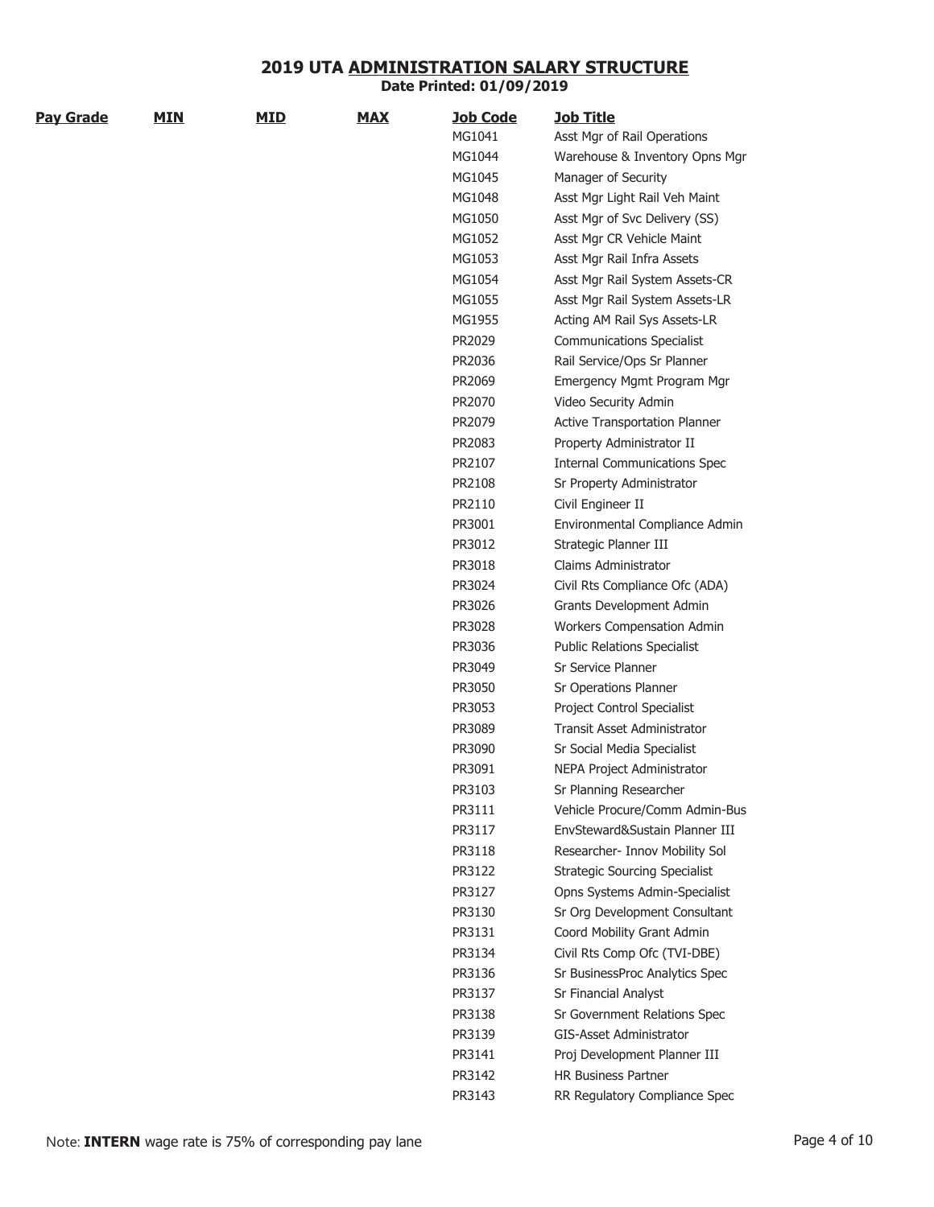# 2019 UTA ADMINISTRATION SALARY STRUCTURE

**Date Printed: 01/09/2019**

| Pay Grade | MIN | MID | MAX | Job Code | Job Title |
|---|---|---|---|---|---|
| | | | | MG1041 | Asst Mgr of Rail Operations |
| | | | | MG1044 | Warehouse & Inventory Opns Mgr |
| | | | | MG1045 | Manager of Security |
| | | | | MG1048 | Asst Mgr Light Rail Veh Maint |
| | | | | MG1050 | Asst Mgr of Svc Delivery (SS) |
| | | | | MG1052 | Asst Mgr CR Vehicle Maint |
| | | | | MG1053 | Asst Mgr Rail Infra Assets |
| | | | | MG1054 | Asst Mgr Rail System Assets-CR |
| | | | | MG1055 | Asst Mgr Rail System Assets-LR |
| | | | | MG1955 | Acting AM Rail Sys Assets-LR |
| | | | | PR2029 | Communications Specialist |
| | | | | PR2036 | Rail Service/Ops Sr Planner |
| | | | | PR2069 | Emergency Mgmt Program Mgr |
| | | | | PR2070 | Video Security Admin |
| | | | | PR2079 | Active Transportation Planner |
| | | | | PR2083 | Property Administrator II |
| | | | | PR2107 | Internal Communications Spec |
| | | | | PR2108 | Sr Property Administrator |
| | | | | PR2110 | Civil Engineer II |
| | | | | PR3001 | Environmental Compliance Admin |
| | | | | PR3012 | Strategic Planner III |
| | | | | PR3018 | Claims Administrator |
| | | | | PR3024 | Civil Rts Compliance Ofc (ADA) |
| | | | | PR3026 | Grants Development Admin |
| | | | | PR3028 | Workers Compensation Admin |
| | | | | PR3036 | Public Relations Specialist |
| | | | | PR3049 | Sr Service Planner |
| | | | | PR3050 | Sr Operations Planner |
| | | | | PR3053 | Project Control Specialist |
| | | | | PR3089 | Transit Asset Administrator |
| | | | | PR3090 | Sr Social Media Specialist |
| | | | | PR3091 | NEPA Project Administrator |
| | | | | PR3103 | Sr Planning Researcher |
| | | | | PR3111 | Vehicle Procure/Comm Admin-Bus |
| | | | | PR3117 | EnvSteward&Sustain Planner III |
| | | | | PR3118 | Researcher- Innov Mobility Sol |
| | | | | PR3122 | Strategic Sourcing Specialist |
| | | | | PR3127 | Opns Systems Admin-Specialist |
| | | | | PR3130 | Sr Org Development Consultant |
| | | | | PR3131 | Coord Mobility Grant Admin |
| | | | | PR3134 | Civil Rts Comp Ofc (TVI-DBE) |
| | | | | PR3136 | Sr BusinessProc Analytics Spec |
| | | | | PR3137 | Sr Financial Analyst |
| | | | | PR3138 | Sr Government Relations Spec |
| | | | | PR3139 | GIS-Asset Administrator |
| | | | | PR3141 | Proj Development Planner III |
| | | | | PR3142 | HR Business Partner |
| | | | | PR3143 | RR Regulatory Compliance Spec |

Note: **INTERN** wage rate is 75% of corresponding pay lane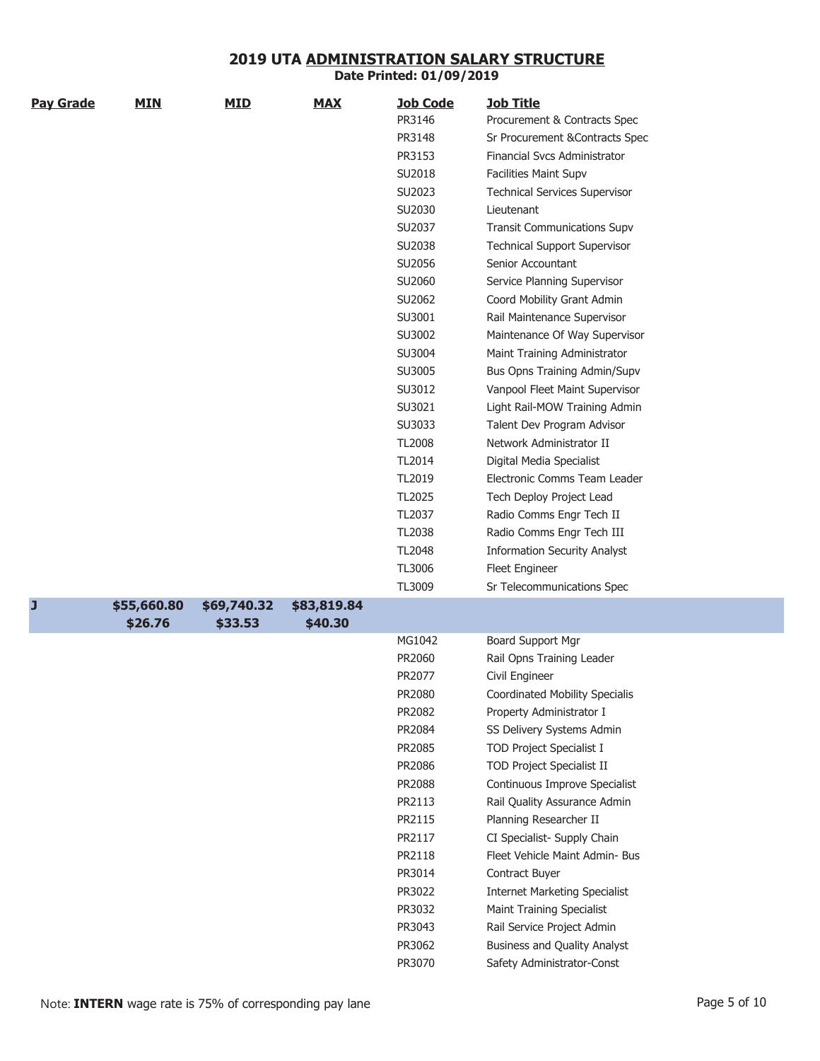# 2019 UTA ADMINISTRATION SALARY STRUCTURE

**Date Printed: 01/09/2019**

| Pay Grade | MIN | MID | MAX | Job Code | Job Title |
|---|---|---|---|---|---|
| | | | | PR3146 | Procurement & Contracts Spec |
| | | | | PR3148 | Sr Procurement &Contracts Spec |
| | | | | PR3153 | Financial Svcs Administrator |
| | | | | SU2018 | Facilities Maint Supv |
| | | | | SU2023 | Technical Services Supervisor |
| | | | | SU2030 | Lieutenant |
| | | | | SU2037 | Transit Communications Supv |
| | | | | SU2038 | Technical Support Supervisor |
| | | | | SU2056 | Senior Accountant |
| | | | | SU2060 | Service Planning Supervisor |
| | | | | SU2062 | Coord Mobility Grant Admin |
| | | | | SU3001 | Rail Maintenance Supervisor |
| | | | | SU3002 | Maintenance Of Way Supervisor |
| | | | | SU3004 | Maint Training Administrator |
| | | | | SU3005 | Bus Opns Training Admin/Supv |
| | | | | SU3012 | Vanpool Fleet Maint Supervisor |
| | | | | SU3021 | Light Rail-MOW Training Admin |
| | | | | SU3033 | Talent Dev Program Advisor |
| | | | | TL2008 | Network Administrator II |
| | | | | TL2014 | Digital Media Specialist |
| | | | | TL2019 | Electronic Comms Team Leader |
| | | | | TL2025 | Tech Deploy Project Lead |
| | | | | TL2037 | Radio Comms Engr Tech II |
| | | | | TL2038 | Radio Comms Engr Tech III |
| | | | | TL2048 | Information Security Analyst |
| | | | | TL3006 | Fleet Engineer |
| | | | | TL3009 | Sr Telecommunications Spec |
| **J** | **$55,660.80** | **$69,740.32** | **$83,819.84** | | |
| | **$26.76** | **$33.53** | **$40.30** | | |
| | | | | MG1042 | Board Support Mgr |
| | | | | PR2060 | Rail Opns Training Leader |
| | | | | PR2077 | Civil Engineer |
| | | | | PR2080 | Coordinated Mobility Specialis |
| | | | | PR2082 | Property Administrator I |
| | | | | PR2084 | SS Delivery Systems Admin |
| | | | | PR2085 | TOD Project Specialist I |
| | | | | PR2086 | TOD Project Specialist II |
| | | | | PR2088 | Continuous Improve Specialist |
| | | | | PR2113 | Rail Quality Assurance Admin |
| | | | | PR2115 | Planning Researcher II |
| | | | | PR2117 | CI Specialist- Supply Chain |
| | | | | PR2118 | Fleet Vehicle Maint Admin- Bus |
| | | | | PR3014 | Contract Buyer |
| | | | | PR3022 | Internet Marketing Specialist |
| | | | | PR3032 | Maint Training Specialist |
| | | | | PR3043 | Rail Service Project Admin |
| | | | | PR3062 | Business and Quality Analyst |
| | | | | PR3070 | Safety Administrator-Const |

Note: **INTERN** wage rate is 75% of corresponding pay lane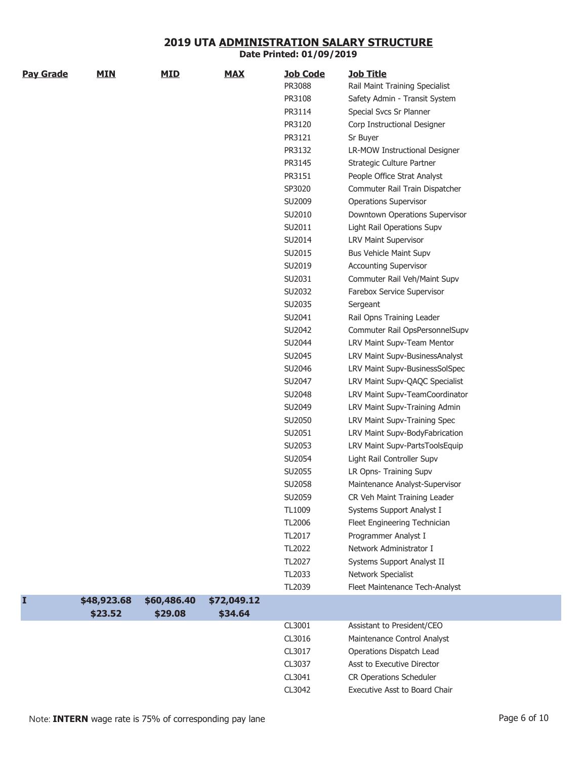# 2019 UTA ADMINISTRATION SALARY STRUCTURE

**Date Printed: 01/09/2019**

| Pay Grade | MIN | MID | MAX | Job Code | Job Title |
|---|---|---|---|---|---|
| | | | | PR3088 | Rail Maint Training Specialist |
| | | | | PR3108 | Safety Admin - Transit System |
| | | | | PR3114 | Special Svcs Sr Planner |
| | | | | PR3120 | Corp Instructional Designer |
| | | | | PR3121 | Sr Buyer |
| | | | | PR3132 | LR-MOW Instructional Designer |
| | | | | PR3145 | Strategic Culture Partner |
| | | | | PR3151 | People Office Strat Analyst |
| | | | | SP3020 | Commuter Rail Train Dispatcher |
| | | | | SU2009 | Operations Supervisor |
| | | | | SU2010 | Downtown Operations Supervisor |
| | | | | SU2011 | Light Rail Operations Supv |
| | | | | SU2014 | LRV Maint Supervisor |
| | | | | SU2015 | Bus Vehicle Maint Supv |
| | | | | SU2019 | Accounting Supervisor |
| | | | | SU2031 | Commuter Rail Veh/Maint Supv |
| | | | | SU2032 | Farebox Service Supervisor |
| | | | | SU2035 | Sergeant |
| | | | | SU2041 | Rail Opns Training Leader |
| | | | | SU2042 | Commuter Rail OpsPersonnelSupv |
| | | | | SU2044 | LRV Maint Supv-Team Mentor |
| | | | | SU2045 | LRV Maint Supv-BusinessAnalyst |
| | | | | SU2046 | LRV Maint Supv-BusinessSolSpec |
| | | | | SU2047 | LRV Maint Supv-QAQC Specialist |
| | | | | SU2048 | LRV Maint Supv-TeamCoordinator |
| | | | | SU2049 | LRV Maint Supv-Training Admin |
| | | | | SU2050 | LRV Maint Supv-Training Spec |
| | | | | SU2051 | LRV Maint Supv-BodyFabrication |
| | | | | SU2053 | LRV Maint Supv-PartsToolsEquip |
| | | | | SU2054 | Light Rail Controller Supv |
| | | | | SU2055 | LR Opns- Training Supv |
| | | | | SU2058 | Maintenance Analyst-Supervisor |
| | | | | SU2059 | CR Veh Maint Training Leader |
| | | | | TL1009 | Systems Support Analyst I |
| | | | | TL2006 | Fleet Engineering Technician |
| | | | | TL2017 | Programmer Analyst I |
| | | | | TL2022 | Network Administrator I |
| | | | | TL2027 | Systems Support Analyst II |
| | | | | TL2033 | Network Specialist |
| | | | | TL2039 | Fleet Maintenance Tech-Analyst |
| **I** | **$48,923.68** **$23.52** | **$60,486.40** **$29.08** | **$72,049.12** **$34.64** | | |
| | | | | CL3001 | Assistant to President/CEO |
| | | | | CL3016 | Maintenance Control Analyst |
| | | | | CL3017 | Operations Dispatch Lead |
| | | | | CL3037 | Asst to Executive Director |
| | | | | CL3041 | CR Operations Scheduler |
| | | | | CL3042 | Executive Asst to Board Chair |

Note: **INTERN** wage rate is 75% of corresponding pay lane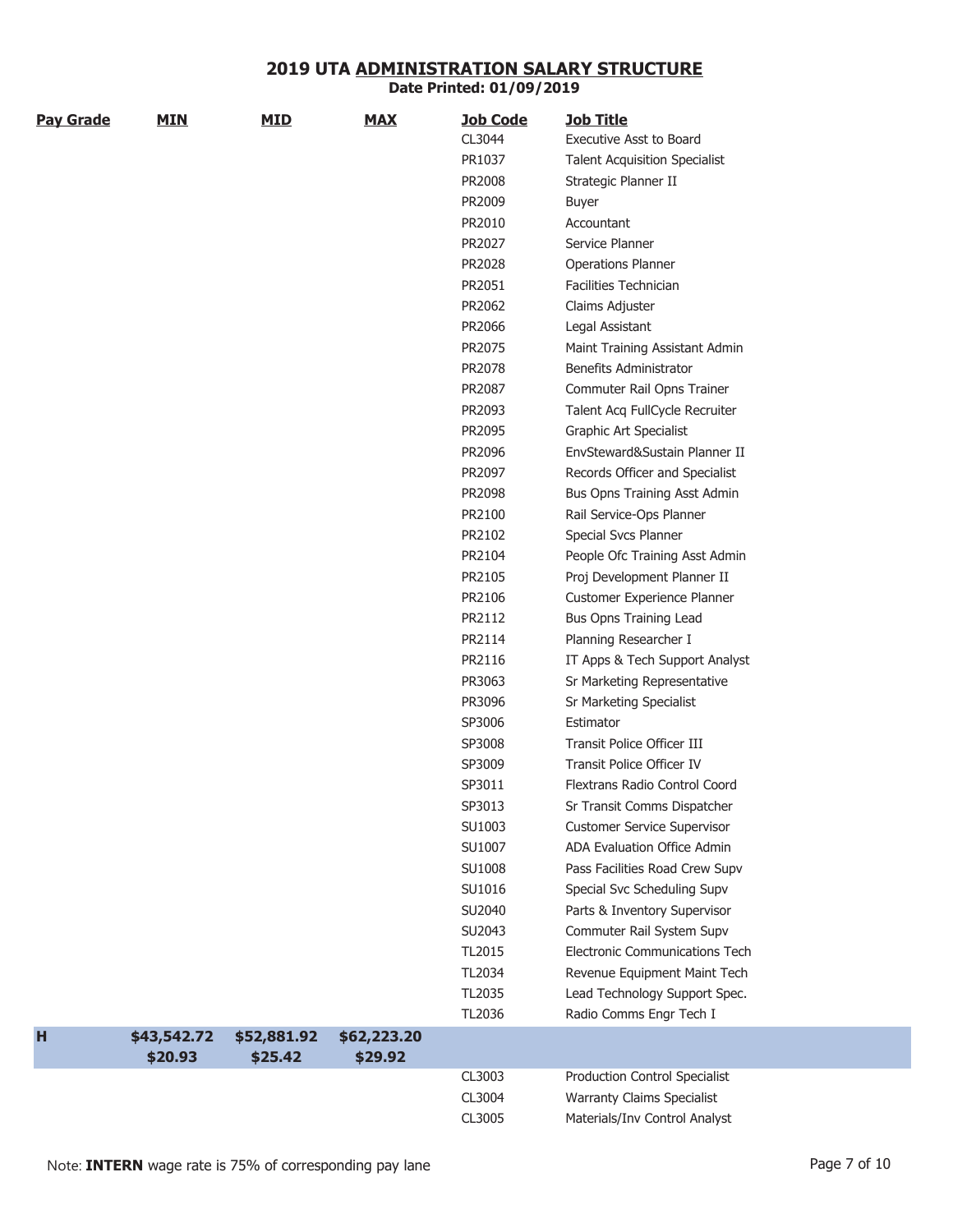## 2019 UTA ADMINISTRATION SALARY STRUCTURE

**Date Printed: 01/09/2019**

| Pay Grade | MIN | MID | MAX | Job Code | Job Title |
|---|---|---|---|---|---|
| | | | | CL3044 | Executive Asst to Board |
| | | | | PR1037 | Talent Acquisition Specialist |
| | | | | PR2008 | Strategic Planner II |
| | | | | PR2009 | Buyer |
| | | | | PR2010 | Accountant |
| | | | | PR2027 | Service Planner |
| | | | | PR2028 | Operations Planner |
| | | | | PR2051 | Facilities Technician |
| | | | | PR2062 | Claims Adjuster |
| | | | | PR2066 | Legal Assistant |
| | | | | PR2075 | Maint Training Assistant Admin |
| | | | | PR2078 | Benefits Administrator |
| | | | | PR2087 | Commuter Rail Opns Trainer |
| | | | | PR2093 | Talent Acq FullCycle Recruiter |
| | | | | PR2095 | Graphic Art Specialist |
| | | | | PR2096 | EnvSteward&Sustain Planner II |
| | | | | PR2097 | Records Officer and Specialist |
| | | | | PR2098 | Bus Opns Training Asst Admin |
| | | | | PR2100 | Rail Service-Ops Planner |
| | | | | PR2102 | Special Svcs Planner |
| | | | | PR2104 | People Ofc Training Asst Admin |
| | | | | PR2105 | Proj Development Planner II |
| | | | | PR2106 | Customer Experience Planner |
| | | | | PR2112 | Bus Opns Training Lead |
| | | | | PR2114 | Planning Researcher I |
| | | | | PR2116 | IT Apps & Tech Support Analyst |
| | | | | PR3063 | Sr Marketing Representative |
| | | | | PR3096 | Sr Marketing Specialist |
| | | | | SP3006 | Estimator |
| | | | | SP3008 | Transit Police Officer III |
| | | | | SP3009 | Transit Police Officer IV |
| | | | | SP3011 | Flextrans Radio Control Coord |
| | | | | SP3013 | Sr Transit Comms Dispatcher |
| | | | | SU1003 | Customer Service Supervisor |
| | | | | SU1007 | ADA Evaluation Office Admin |
| | | | | SU1008 | Pass Facilities Road Crew Supv |
| | | | | SU1016 | Special Svc Scheduling Supv |
| | | | | SU2040 | Parts & Inventory Supervisor |
| | | | | SU2043 | Commuter Rail System Supv |
| | | | | TL2015 | Electronic Communications Tech |
| | | | | TL2034 | Revenue Equipment Maint Tech |
| | | | | TL2035 | Lead Technology Support Spec. |
| | | | | TL2036 | Radio Comms Engr Tech I |
| **H** | **$43,542.72** | **$52,881.92** | **$62,223.20** | | |
| | **$20.93** | **$25.42** | **$29.92** | | |
| | | | | CL3003 | Production Control Specialist |
| | | | | CL3004 | Warranty Claims Specialist |
| | | | | CL3005 | Materials/Inv Control Analyst |

Note: **INTERN** wage rate is 75% of corresponding pay lane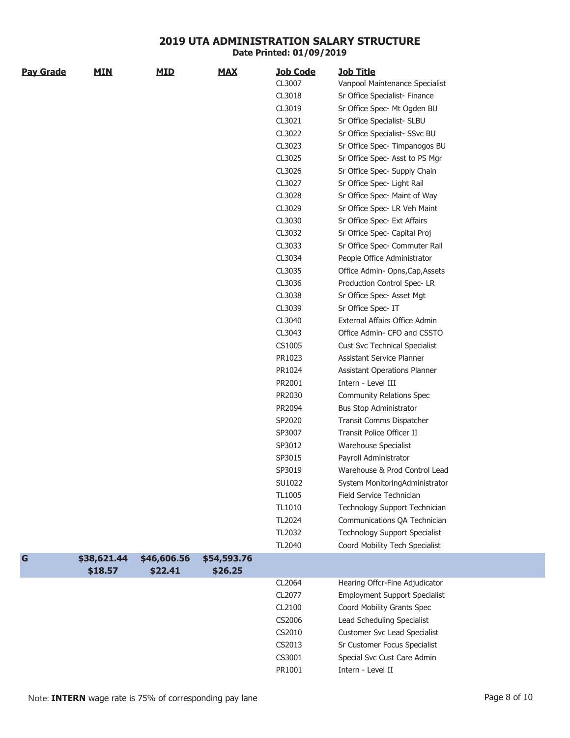## 2019 UTA ADMINISTRATION SALARY STRUCTURE

**Date Printed: 01/09/2019**

| Pay Grade | MIN | MID | MAX | Job Code | Job Title |
|---|---|---|---|---|---|
| | | | | CL3007 | Vanpool Maintenance Specialist |
| | | | | CL3018 | Sr Office Specialist- Finance |
| | | | | CL3019 | Sr Office Spec- Mt Ogden BU |
| | | | | CL3021 | Sr Office Specialist- SLBU |
| | | | | CL3022 | Sr Office Specialist- SSvc BU |
| | | | | CL3023 | Sr Office Spec- Timpanogos BU |
| | | | | CL3025 | Sr Office Spec- Asst to PS Mgr |
| | | | | CL3026 | Sr Office Spec- Supply Chain |
| | | | | CL3027 | Sr Office Spec- Light Rail |
| | | | | CL3028 | Sr Office Spec- Maint of Way |
| | | | | CL3029 | Sr Office Spec- LR Veh Maint |
| | | | | CL3030 | Sr Office Spec- Ext Affairs |
| | | | | CL3032 | Sr Office Spec- Capital Proj |
| | | | | CL3033 | Sr Office Spec- Commuter Rail |
| | | | | CL3034 | People Office Administrator |
| | | | | CL3035 | Office Admin- Opns,Cap,Assets |
| | | | | CL3036 | Production Control Spec- LR |
| | | | | CL3038 | Sr Office Spec- Asset Mgt |
| | | | | CL3039 | Sr Office Spec- IT |
| | | | | CL3040 | External Affairs Office Admin |
| | | | | CL3043 | Office Admin- CFO and CSSTO |
| | | | | CS1005 | Cust Svc Technical Specialist |
| | | | | PR1023 | Assistant Service Planner |
| | | | | PR1024 | Assistant Operations Planner |
| | | | | PR2001 | Intern - Level III |
| | | | | PR2030 | Community Relations Spec |
| | | | | PR2094 | Bus Stop Administrator |
| | | | | SP2020 | Transit Comms Dispatcher |
| | | | | SP3007 | Transit Police Officer II |
| | | | | SP3012 | Warehouse Specialist |
| | | | | SP3015 | Payroll Administrator |
| | | | | SP3019 | Warehouse & Prod Control Lead |
| | | | | SU1022 | System MonitoringAdministrator |
| | | | | TL1005 | Field Service Technician |
| | | | | TL1010 | Technology Support Technician |
| | | | | TL2024 | Communications QA Technician |
| | | | | TL2032 | Technology Support Specialist |
| | | | | TL2040 | Coord Mobility Tech Specialist |
| **G** | **$38,621.44**<br>**$18.57** | **$46,606.56**<br>**$22.41** | **$54,593.76**<br>**$26.25** | | |
| | | | | CL2064 | Hearing Offcr-Fine Adjudicator |
| | | | | CL2077 | Employment Support Specialist |
| | | | | CL2100 | Coord Mobility Grants Spec |
| | | | | CS2006 | Lead Scheduling Specialist |
| | | | | CS2010 | Customer Svc Lead Specialist |
| | | | | CS2013 | Sr Customer Focus Specialist |
| | | | | CS3001 | Special Svc Cust Care Admin |
| | | | | PR1001 | Intern - Level II |

Note: **INTERN** wage rate is 75% of corresponding pay lane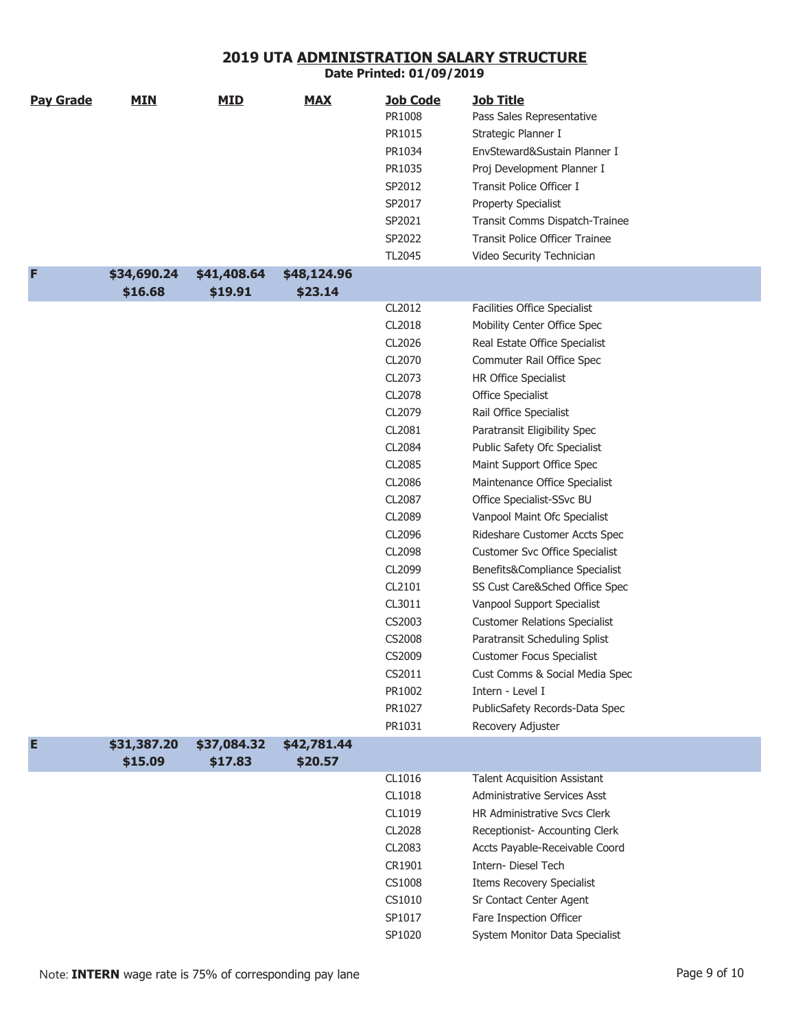## 2019 UTA ADMINISTRATION SALARY STRUCTURE

**Date Printed: 01/09/2019**

| Pay Grade | MIN | MID | MAX | Job Code | Job Title |
|---|---|---|---|---|---|
| | | | | PR1008 | Pass Sales Representative |
| | | | | PR1015 | Strategic Planner I |
| | | | | PR1034 | EnvSteward&Sustain Planner I |
| | | | | PR1035 | Proj Development Planner I |
| | | | | SP2012 | Transit Police Officer I |
| | | | | SP2017 | Property Specialist |
| | | | | SP2021 | Transit Comms Dispatch-Trainee |
| | | | | SP2022 | Transit Police Officer Trainee |
| | | | | TL2045 | Video Security Technician |
| **F** | **$34,690.24** **$16.68** | **$41,408.64** **$19.91** | **$48,124.96** **$23.14** | | |
| | | | | CL2012 | Facilities Office Specialist |
| | | | | CL2018 | Mobility Center Office Spec |
| | | | | CL2026 | Real Estate Office Specialist |
| | | | | CL2070 | Commuter Rail Office Spec |
| | | | | CL2073 | HR Office Specialist |
| | | | | CL2078 | Office Specialist |
| | | | | CL2079 | Rail Office Specialist |
| | | | | CL2081 | Paratransit Eligibility Spec |
| | | | | CL2084 | Public Safety Ofc Specialist |
| | | | | CL2085 | Maint Support Office Spec |
| | | | | CL2086 | Maintenance Office Specialist |
| | | | | CL2087 | Office Specialist-SSvc BU |
| | | | | CL2089 | Vanpool Maint Ofc Specialist |
| | | | | CL2096 | Rideshare Customer Accts Spec |
| | | | | CL2098 | Customer Svc Office Specialist |
| | | | | CL2099 | Benefits&Compliance Specialist |
| | | | | CL2101 | SS Cust Care&Sched Office Spec |
| | | | | CL3011 | Vanpool Support Specialist |
| | | | | CS2003 | Customer Relations Specialist |
| | | | | CS2008 | Paratransit Scheduling Splist |
| | | | | CS2009 | Customer Focus Specialist |
| | | | | CS2011 | Cust Comms & Social Media Spec |
| | | | | PR1002 | Intern - Level I |
| | | | | PR1027 | PublicSafety Records-Data Spec |
| | | | | PR1031 | Recovery Adjuster |
| **E** | **$31,387.20** **$15.09** | **$37,084.32** **$17.83** | **$42,781.44** **$20.57** | | |
| | | | | CL1016 | Talent Acquisition Assistant |
| | | | | CL1018 | Administrative Services Asst |
| | | | | CL1019 | HR Administrative Svcs Clerk |
| | | | | CL2028 | Receptionist- Accounting Clerk |
| | | | | CL2083 | Accts Payable-Receivable Coord |
| | | | | CR1901 | Intern- Diesel Tech |
| | | | | CS1008 | Items Recovery Specialist |
| | | | | CS1010 | Sr Contact Center Agent |
| | | | | SP1017 | Fare Inspection Officer |
| | | | | SP1020 | System Monitor Data Specialist |

Note: **INTERN** wage rate is 75% of corresponding pay lane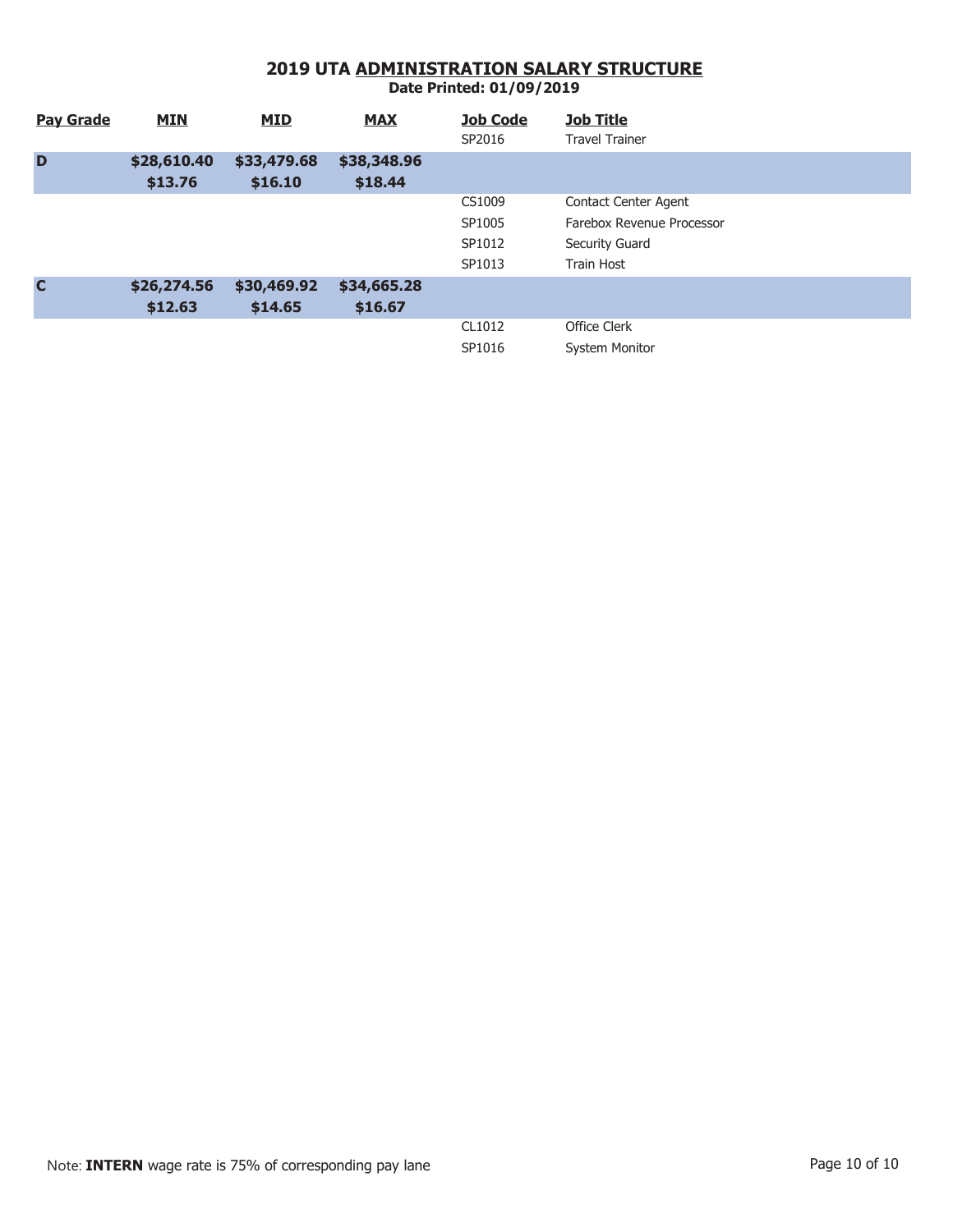## 2019 UTA ADMINISTRATION SALARY STRUCTURE

**Date Printed: 01/09/2019**

| Pay Grade | MIN | MID | MAX | Job Code | Job Title |
|---|---|---|---|---|---|
| | | | | SP2016 | Travel Trainer |
| **D** | **$28,610.40** **$13.76** | **$33,479.68** **$16.10** | **$38,348.96** **$18.44** | | |
| | | | | CS1009 | Contact Center Agent |
| | | | | SP1005 | Farebox Revenue Processor |
| | | | | SP1012 | Security Guard |
| | | | | SP1013 | Train Host |
| **C** | **$26,274.56** **$12.63** | **$30,469.92** **$14.65** | **$34,665.28** **$16.67** | | |
| | | | | CL1012 | Office Clerk |
| | | | | SP1016 | System Monitor |

Note: **INTERN** wage rate is 75% of corresponding pay lane